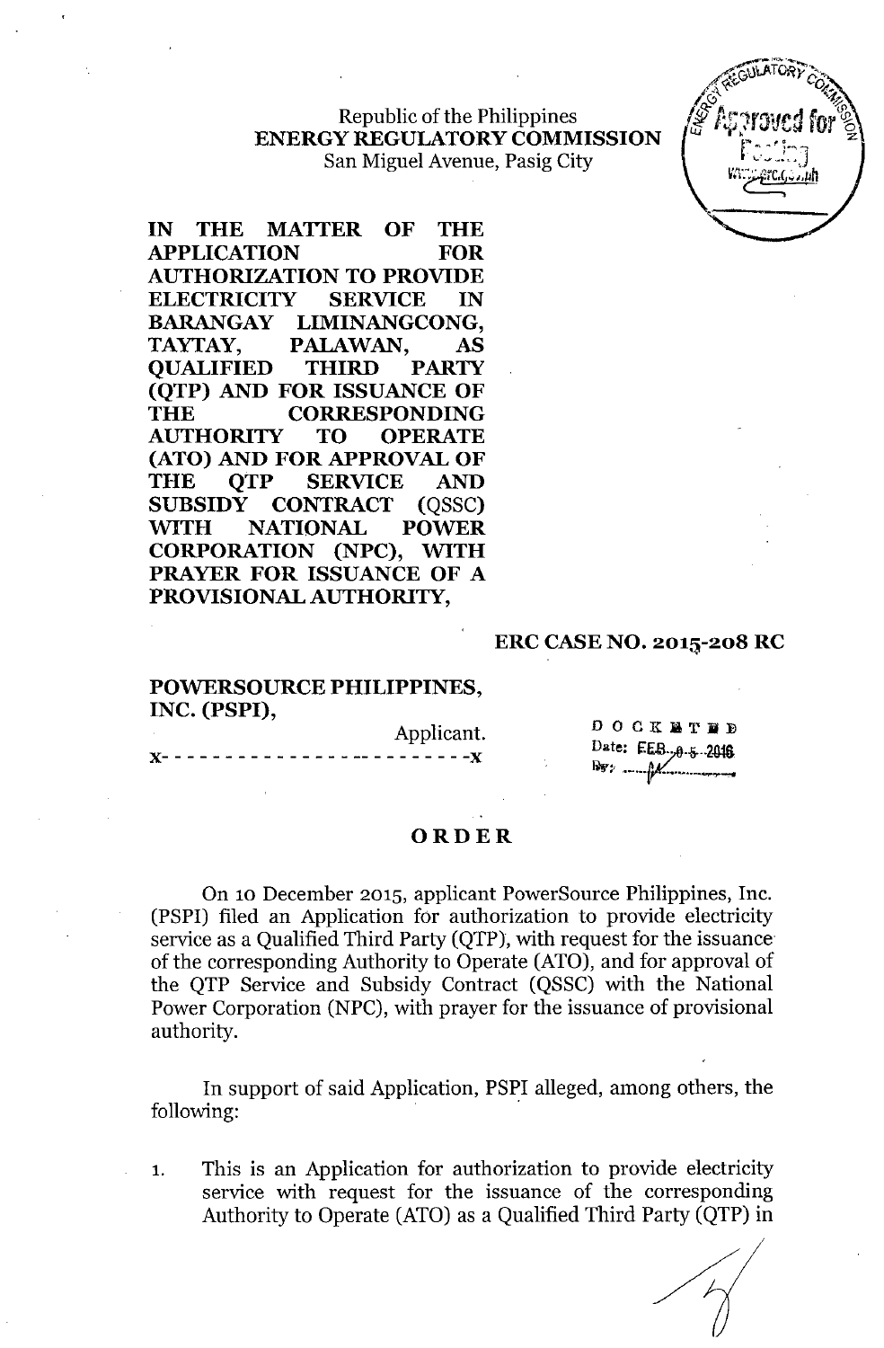Republic of the Philippines
**ENERGY REGULATORY COMMISSION**
San Miguel Avenue, Pasig City

**IN THE MATTER OF THE APPLICATION FOR AUTHORIZATION TO PROVIDE ELECTRICITY SERVICE IN BARANGAY LIMINANGCONG, TAYTAY, PALAWAN, AS QUALIFIED THIRD PARTY (QTP) AND FOR ISSUANCE OF THE CORRESPONDING AUTHORITY TO OPERATE (ATO) AND FOR APPROVAL OF THE QTP SERVICE AND SUBSIDY CONTRACT (QSSC) WITH NATIONAL POWER CORPORATION (NPC), WITH PRAYER FOR ISSUANCE OF A PROVISIONAL AUTHORITY,**

**ERC CASE NO. 2015-208 RC**

**POWERSOURCE PHILIPPINES, INC. (PSPI),**
Applicant.
x- - - - - - - - - - - - - - - - - - - - - - - - -x

DOCKETED
Date: FEB 05 2016
By: ____

## ORDER

On 10 December 2015, applicant PowerSource Philippines, Inc. (PSPI) filed an Application for authorization to provide electricity service as a Qualified Third Party (QTP), with request for the issuance of the corresponding Authority to Operate (ATO), and for approval of the QTP Service and Subsidy Contract (QSSC) with the National Power Corporation (NPC), with prayer for the issuance of provisional authority.

In support of said Application, PSPI alleged, among others, the following:

1. This is an Application for authorization to provide electricity service with request for the issuance of the corresponding Authority to Operate (ATO) as a Qualified Third Party (QTP) in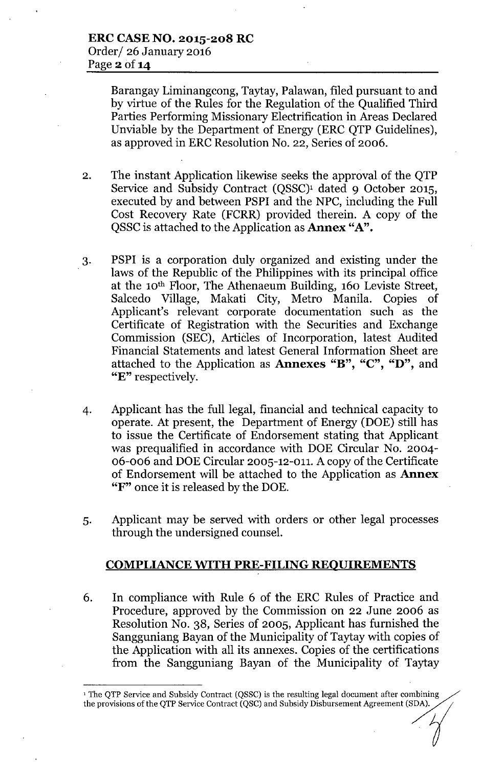Barangay Liminangcong, Taytay, Palawan, filed pursuant to and by virtue of the Rules for the Regulation of the Qualified Third Parties Performing Missionary Electrification in Areas Declared Unviable by the Department of Energy (ERC QTP Guidelines), as approved in ERC Resolution No. 22, Series of 2006.

2. The instant Application likewise seeks the approval of the QTP Service and Subsidy Contract (QSSC)[1] dated 9 October 2015, executed by and between PSPI and the NPC, including the Full Cost Recovery Rate (FCRR) provided therein. A copy of the QSSC is attached to the Application as **Annex "A".**

3. PSPI is a corporation duly organized and existing under the laws of the Republic of the Philippines with its principal office at the 10th Floor, The Athenaeum Building, 160 Leviste Street, Salcedo Village, Makati City, Metro Manila. Copies of Applicant's relevant corporate documentation such as the Certificate of Registration with the Securities and Exchange Commission (SEC), Articles of Incorporation, latest Audited Financial Statements and latest General Information Sheet are attached to the Application as **Annexes "B", "C", "D"**, and **"E"** respectively.

4. Applicant has the full legal, financial and technical capacity to operate. At present, the Department of Energy (DOE) still has to issue the Certificate of Endorsement stating that Applicant was prequalified in accordance with DOE Circular No. 2004-06-006 and DOE Circular 2005-12-011. A copy of the Certificate of Endorsement will be attached to the Application as **Annex "F"** once it is released by the DOE.

5. Applicant may be served with orders or other legal processes through the undersigned counsel.

## COMPLIANCE WITH PRE-FILING REQUIREMENTS

6. In compliance with Rule 6 of the ERC Rules of Practice and Procedure, approved by the Commission on 22 June 2006 as Resolution No. 38, Series of 2005, Applicant has furnished the Sangguniang Bayan of the Municipality of Taytay with copies of the Application with all its annexes. Copies of the certifications from the Sangguniang Bayan of the Municipality of Taytay

---

[1] The QTP Service and Subsidy Contract (QSSC) is the resulting legal document after combining the provisions of the QTP Service Contract (QSC) and Subsidy Disbursement Agreement (SDA).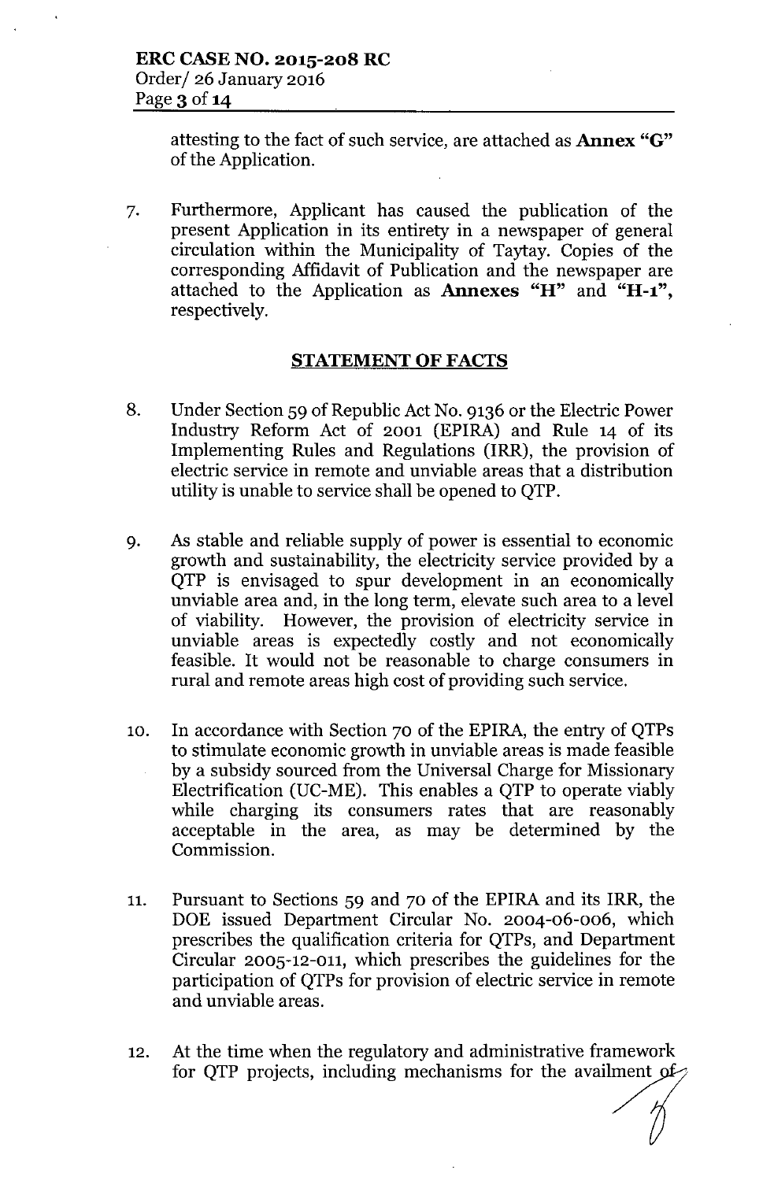attesting to the fact of such service, are attached as **Annex "G"** of the Application.

7. Furthermore, Applicant has caused the publication of the present Application in its entirety in a newspaper of general circulation within the Municipality of Taytay. Copies of the corresponding Affidavit of Publication and the newspaper are attached to the Application as **Annexes "H"** and **"H-1"**, respectively.

## STATEMENT OF FACTS

8. Under Section 59 of Republic Act No. 9136 or the Electric Power Industry Reform Act of 2001 (EPIRA) and Rule 14 of its Implementing Rules and Regulations (IRR), the provision of electric service in remote and unviable areas that a distribution utility is unable to service shall be opened to QTP.

9. As stable and reliable supply of power is essential to economic growth and sustainability, the electricity service provided by a QTP is envisaged to spur development in an economically unviable area and, in the long term, elevate such area to a level of viability. However, the provision of electricity service in unviable areas is expectedly costly and not economically feasible. It would not be reasonable to charge consumers in rural and remote areas high cost of providing such service.

10. In accordance with Section 70 of the EPIRA, the entry of QTPs to stimulate economic growth in unviable areas is made feasible by a subsidy sourced from the Universal Charge for Missionary Electrification (UC-ME). This enables a QTP to operate viably while charging its consumers rates that are reasonably acceptable in the area, as may be determined by the Commission.

11. Pursuant to Sections 59 and 70 of the EPIRA and its IRR, the DOE issued Department Circular No. 2004-06-006, which prescribes the qualification criteria for QTPs, and Department Circular 2005-12-011, which prescribes the guidelines for the participation of QTPs for provision of electric service in remote and unviable areas.

12. At the time when the regulatory and administrative framework for QTP projects, including mechanisms for the availment of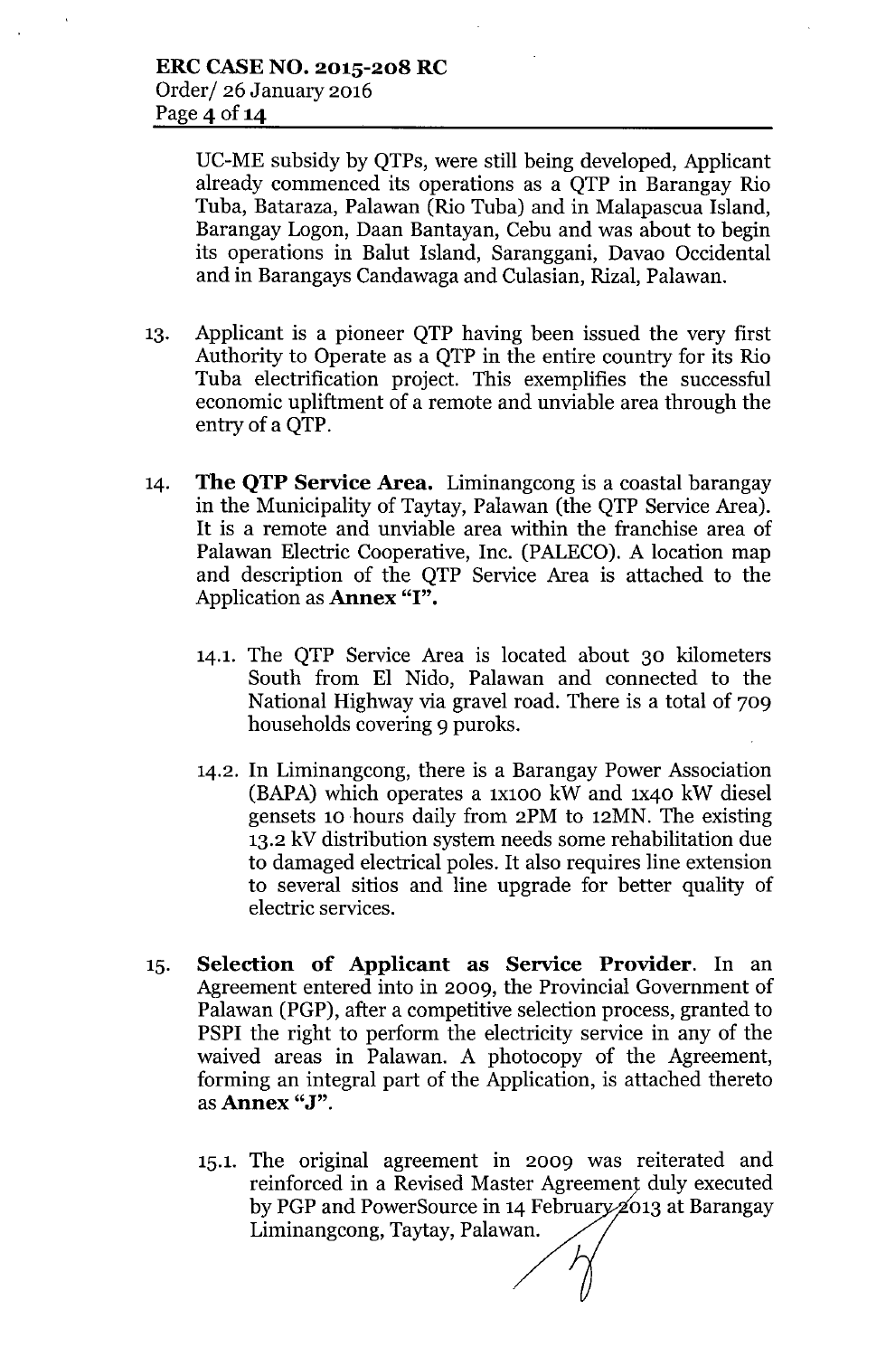UC-ME subsidy by QTPs, were still being developed, Applicant already commenced its operations as a QTP in Barangay Rio Tuba, Bataraza, Palawan (Rio Tuba) and in Malapascua Island, Barangay Logon, Daan Bantayan, Cebu and was about to begin its operations in Balut Island, Saranggani, Davao Occidental and in Barangays Candawaga and Culasian, Rizal, Palawan.

13. Applicant is a pioneer QTP having been issued the very first Authority to Operate as a QTP in the entire country for its Rio Tuba electrification project. This exemplifies the successful economic upliftment of a remote and unviable area through the entry of a QTP.

14. **The QTP Service Area.** Liminangcong is a coastal barangay in the Municipality of Taytay, Palawan (the QTP Service Area). It is a remote and unviable area within the franchise area of Palawan Electric Cooperative, Inc. (PALECO). A location map and description of the QTP Service Area is attached to the Application as **Annex "I"**.

    14.1. The QTP Service Area is located about 30 kilometers South from El Nido, Palawan and connected to the National Highway via gravel road. There is a total of 709 households covering 9 puroks.

    14.2. In Liminangcong, there is a Barangay Power Association (BAPA) which operates a 1x100 kW and 1x40 kW diesel gensets 10 hours daily from 2PM to 12MN. The existing 13.2 kV distribution system needs some rehabilitation due to damaged electrical poles. It also requires line extension to several sitios and line upgrade for better quality of electric services.

15. **Selection of Applicant as Service Provider**. In an Agreement entered into in 2009, the Provincial Government of Palawan (PGP), after a competitive selection process, granted to PSPI the right to perform the electricity service in any of the waived areas in Palawan. A photocopy of the Agreement, forming an integral part of the Application, is attached thereto as **Annex "J"**.

    15.1. The original agreement in 2009 was reiterated and reinforced in a Revised Master Agreement duly executed by PGP and PowerSource in 14 February 2013 at Barangay Liminangcong, Taytay, Palawan.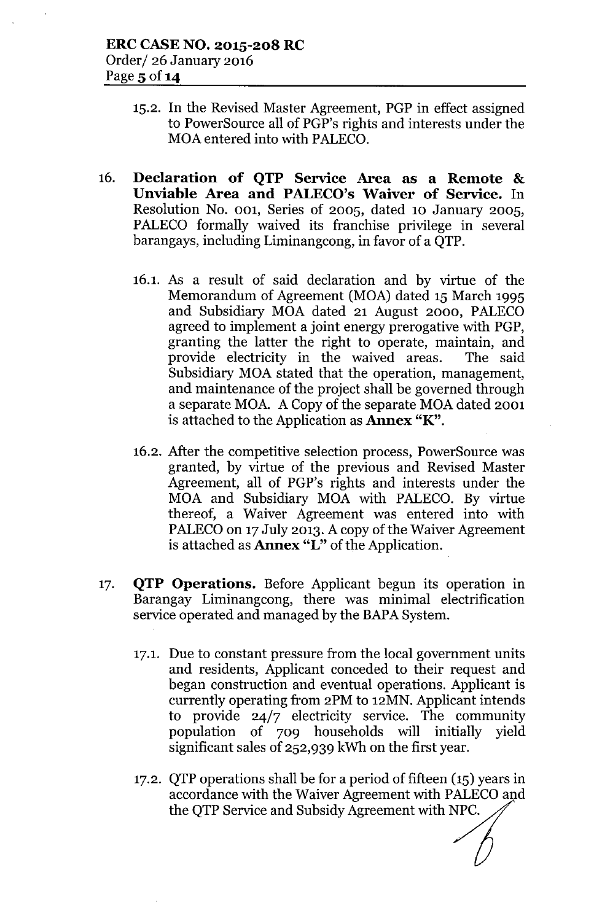15.2. In the Revised Master Agreement, PGP in effect assigned to PowerSource all of PGP's rights and interests under the MOA entered into with PALECO.

16. **Declaration of QTP Service Area as a Remote & Unviable Area and PALECO's Waiver of Service.** In Resolution No. 001, Series of 2005, dated 10 January 2005, PALECO formally waived its franchise privilege in several barangays, including Liminangcong, in favor of a QTP.

16.1. As a result of said declaration and by virtue of the Memorandum of Agreement (MOA) dated 15 March 1995 and Subsidiary MOA dated 21 August 2000, PALECO agreed to implement a joint energy prerogative with PGP, granting the latter the right to operate, maintain, and provide electricity in the waived areas. The said Subsidiary MOA stated that the operation, management, and maintenance of the project shall be governed through a separate MOA. A Copy of the separate MOA dated 2001 is attached to the Application as **Annex "K"**.

16.2. After the competitive selection process, PowerSource was granted, by virtue of the previous and Revised Master Agreement, all of PGP's rights and interests under the MOA and Subsidiary MOA with PALECO. By virtue thereof, a Waiver Agreement was entered into with PALECO on 17 July 2013. A copy of the Waiver Agreement is attached as **Annex "L"** of the Application.

17. **QTP Operations.** Before Applicant begun its operation in Barangay Liminangcong, there was minimal electrification service operated and managed by the BAPA System.

17.1. Due to constant pressure from the local government units and residents, Applicant conceded to their request and began construction and eventual operations. Applicant is currently operating from 2PM to 12MN. Applicant intends to provide 24/7 electricity service. The community population of 709 households will initially yield significant sales of 252,939 kWh on the first year.

17.2. QTP operations shall be for a period of fifteen (15) years in accordance with the Waiver Agreement with PALECO and the QTP Service and Subsidy Agreement with NPC.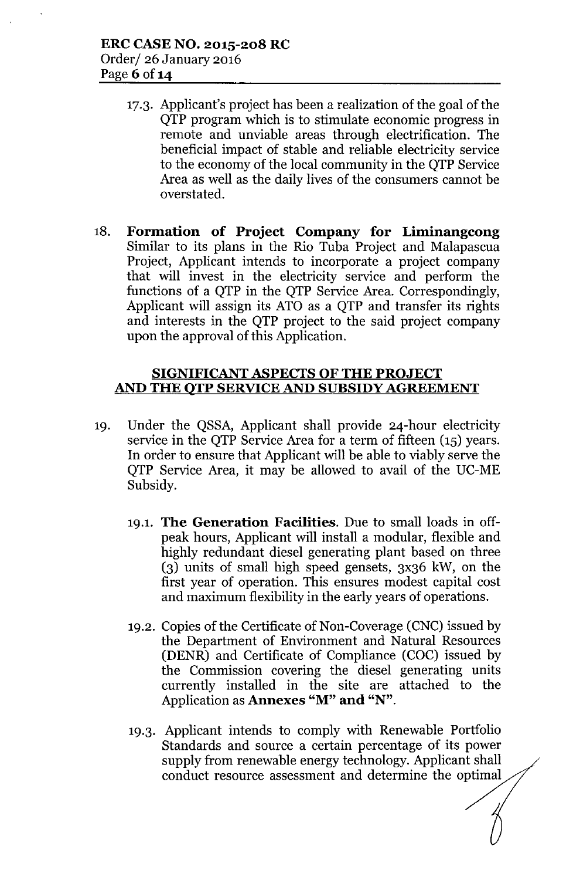17.3. Applicant's project has been a realization of the goal of the QTP program which is to stimulate economic progress in remote and unviable areas through electrification. The beneficial impact of stable and reliable electricity service to the economy of the local community in the QTP Service Area as well as the daily lives of the consumers cannot be overstated.

18. **Formation of Project Company for Liminangcong** Similar to its plans in the Rio Tuba Project and Malapascua Project, Applicant intends to incorporate a project company that will invest in the electricity service and perform the functions of a QTP in the QTP Service Area. Correspondingly, Applicant will assign its ATO as a QTP and transfer its rights and interests in the QTP project to the said project company upon the approval of this Application.

## SIGNIFICANT ASPECTS OF THE PROJECT AND THE QTP SERVICE AND SUBSIDY AGREEMENT

19. Under the QSSA, Applicant shall provide 24-hour electricity service in the QTP Service Area for a term of fifteen (15) years. In order to ensure that Applicant will be able to viably serve the QTP Service Area, it may be allowed to avail of the UC-ME Subsidy.

    19.1. **The Generation Facilities**. Due to small loads in off-peak hours, Applicant will install a modular, flexible and highly redundant diesel generating plant based on three (3) units of small high speed gensets, 3x36 kW, on the first year of operation. This ensures modest capital cost and maximum flexibility in the early years of operations.

    19.2. Copies of the Certificate of Non-Coverage (CNC) issued by the Department of Environment and Natural Resources (DENR) and Certificate of Compliance (COC) issued by the Commission covering the diesel generating units currently installed in the site are attached to the Application as **Annexes "M" and "N"**.

    19.3. Applicant intends to comply with Renewable Portfolio Standards and source a certain percentage of its power supply from renewable energy technology. Applicant shall conduct resource assessment and determine the optimal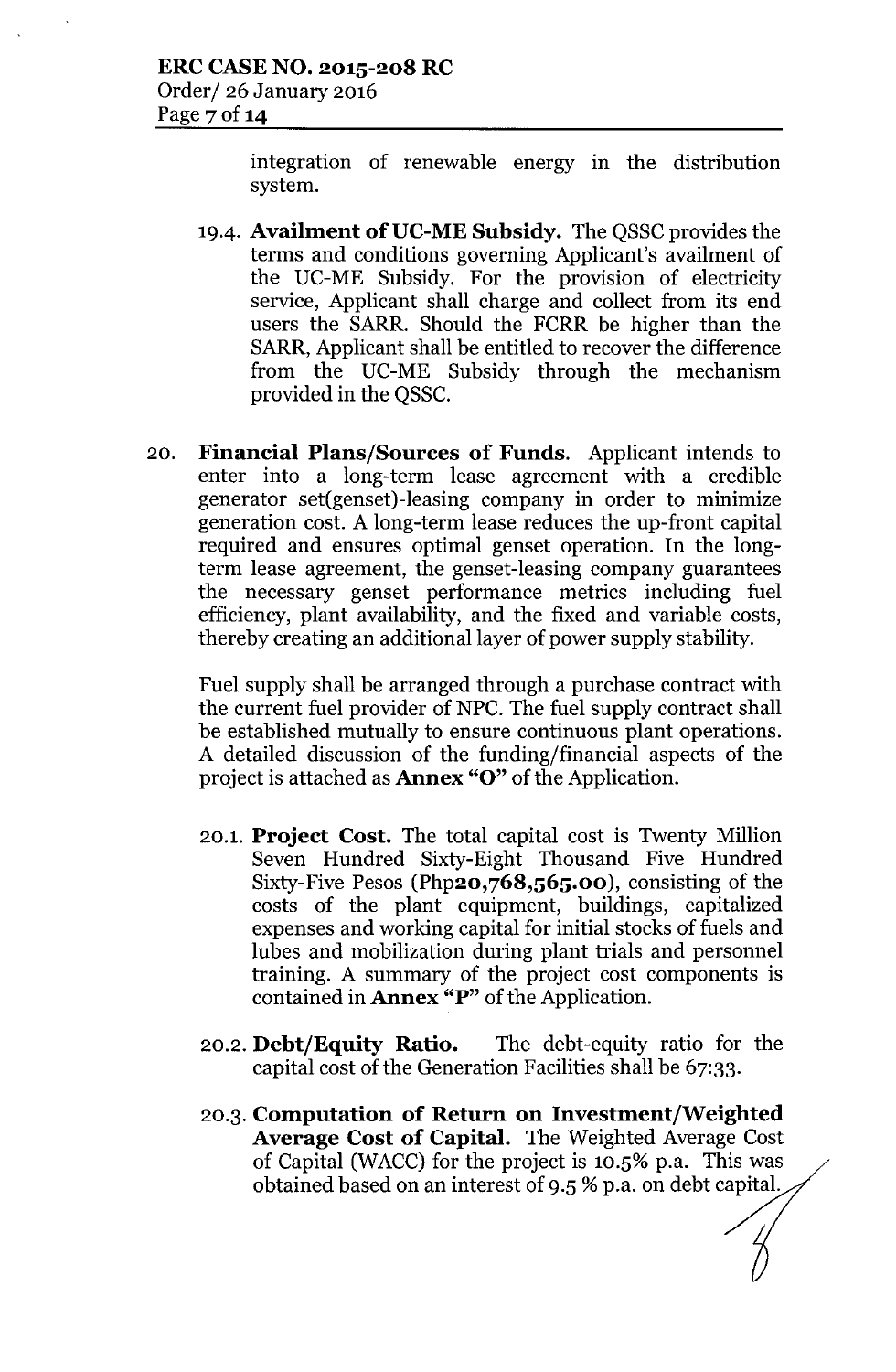integration of renewable energy in the distribution system.

19.4. **Availment of UC-ME Subsidy.** The QSSC provides the terms and conditions governing Applicant's availment of the UC-ME Subsidy. For the provision of electricity service, Applicant shall charge and collect from its end users the SARR. Should the FCRR be higher than the SARR, Applicant shall be entitled to recover the difference from the UC-ME Subsidy through the mechanism provided in the QSSC.

20. **Financial Plans/Sources of Funds.** Applicant intends to enter into a long-term lease agreement with a credible generator set(genset)-leasing company in order to minimize generation cost. A long-term lease reduces the up-front capital required and ensures optimal genset operation. In the long-term lease agreement, the genset-leasing company guarantees the necessary genset performance metrics including fuel efficiency, plant availability, and the fixed and variable costs, thereby creating an additional layer of power supply stability.

Fuel supply shall be arranged through a purchase contract with the current fuel provider of NPC. The fuel supply contract shall be established mutually to ensure continuous plant operations. A detailed discussion of the funding/financial aspects of the project is attached as **Annex "O"** of the Application.

20.1. **Project Cost.** The total capital cost is Twenty Million Seven Hundred Sixty-Eight Thousand Five Hundred Sixty-Five Pesos (Php**20,768,565.00**), consisting of the costs of the plant equipment, buildings, capitalized expenses and working capital for initial stocks of fuels and lubes and mobilization during plant trials and personnel training. A summary of the project cost components is contained in **Annex "P"** of the Application.

20.2. **Debt/Equity Ratio.** The debt-equity ratio for the capital cost of the Generation Facilities shall be 67:33.

20.3. **Computation of Return on Investment/Weighted Average Cost of Capital.** The Weighted Average Cost of Capital (WACC) for the project is 10.5% p.a. This was obtained based on an interest of 9.5 % p.a. on debt capital.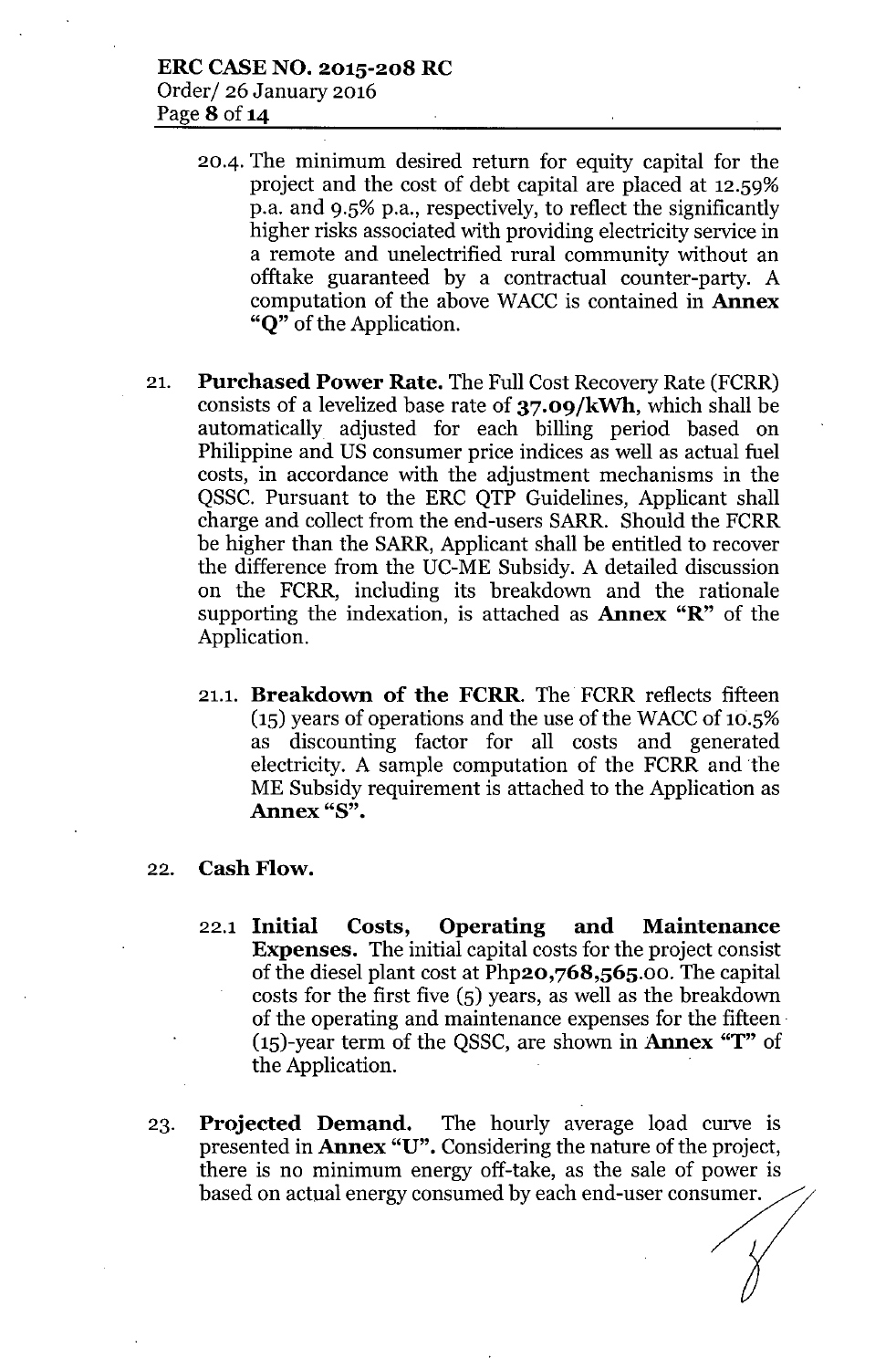20.4. The minimum desired return for equity capital for the project and the cost of debt capital are placed at 12.59% p.a. and 9.5% p.a., respectively, to reflect the significantly higher risks associated with providing electricity service in a remote and unelectrified rural community without an offtake guaranteed by a contractual counter-party. A computation of the above WACC is contained in **Annex "Q"** of the Application.

21. **Purchased Power Rate.** The Full Cost Recovery Rate (FCRR) consists of a levelized base rate of **37.09/kWh**, which shall be automatically adjusted for each billing period based on Philippine and US consumer price indices as well as actual fuel costs, in accordance with the adjustment mechanisms in the QSSC. Pursuant to the ERC QTP Guidelines, Applicant shall charge and collect from the end-users SARR. Should the FCRR be higher than the SARR, Applicant shall be entitled to recover the difference from the UC-ME Subsidy. A detailed discussion on the FCRR, including its breakdown and the rationale supporting the indexation, is attached as **Annex "R"** of the Application.

    21.1. **Breakdown of the FCRR.** The FCRR reflects fifteen (15) years of operations and the use of the WACC of 10.5% as discounting factor for all costs and generated electricity. A sample computation of the FCRR and the ME Subsidy requirement is attached to the Application as **Annex "S".**

22. **Cash Flow.**

    22.1 **Initial Costs, Operating and Maintenance Expenses.** The initial capital costs for the project consist of the diesel plant cost at **Php20,768,565.**00. The capital costs for the first five (5) years, as well as the breakdown of the operating and maintenance expenses for the fifteen (15)-year term of the QSSC, are shown in **Annex "T"** of the Application.

23. **Projected Demand.** The hourly average load curve is presented in **Annex "U".** Considering the nature of the project, there is no minimum energy off-take, as the sale of power is based on actual energy consumed by each end-user consumer.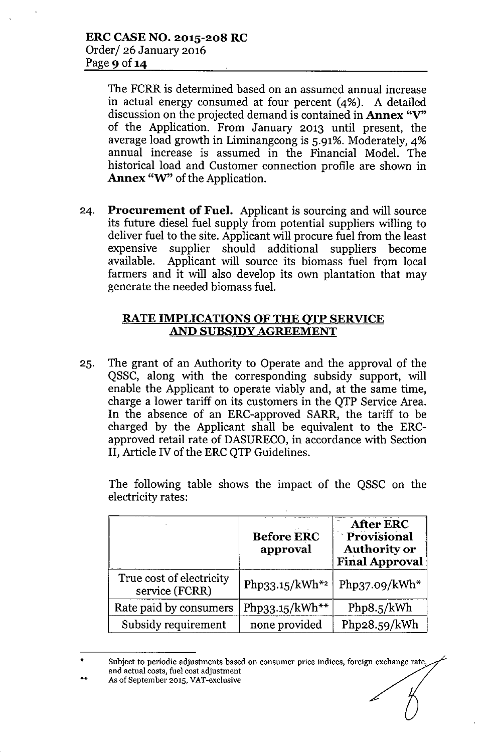The FCRR is determined based on an assumed annual increase in actual energy consumed at four percent (4%). A detailed discussion on the projected demand is contained in **Annex "V"** of the Application. From January 2013 until present, the average load growth in Liminangcong is 5.91%. Moderately, 4% annual increase is assumed in the Financial Model. The historical load and Customer connection profile are shown in **Annex "W"** of the Application.

24. **Procurement of Fuel.** Applicant is sourcing and will source its future diesel fuel supply from potential suppliers willing to deliver fuel to the site. Applicant will procure fuel from the least expensive supplier should additional suppliers become available. Applicant will source its biomass fuel from local farmers and it will also develop its own plantation that may generate the needed biomass fuel.

## RATE IMPLICATIONS OF THE QTP SERVICE AND SUBSIDY AGREEMENT

25. The grant of an Authority to Operate and the approval of the QSSC, along with the corresponding subsidy support, will enable the Applicant to operate viably and, at the same time, charge a lower tariff on its customers in the QTP Service Area. In the absence of an ERC-approved SARR, the tariff to be charged by the Applicant shall be equivalent to the ERC-approved retail rate of DASURECO, in accordance with Section II, Article IV of the ERC QTP Guidelines.

The following table shows the impact of the QSSC on the electricity rates:

| | **Before ERC approval** | **After ERC Provisional Authority or Final Approval** |
|---|---|---|
| True cost of electricity service (FCRR) | Php33.15/kWh*[2] | Php37.09/kWh* |
| Rate paid by consumers | Php33.15/kWh** | Php8.5/kWh |
| Subsidy requirement | none provided | Php28.59/kWh |

\* Subject to periodic adjustments based on consumer price indices, foreign exchange rate, and actual costs, fuel cost adjustment

\** As of September 2015, VAT-exclusive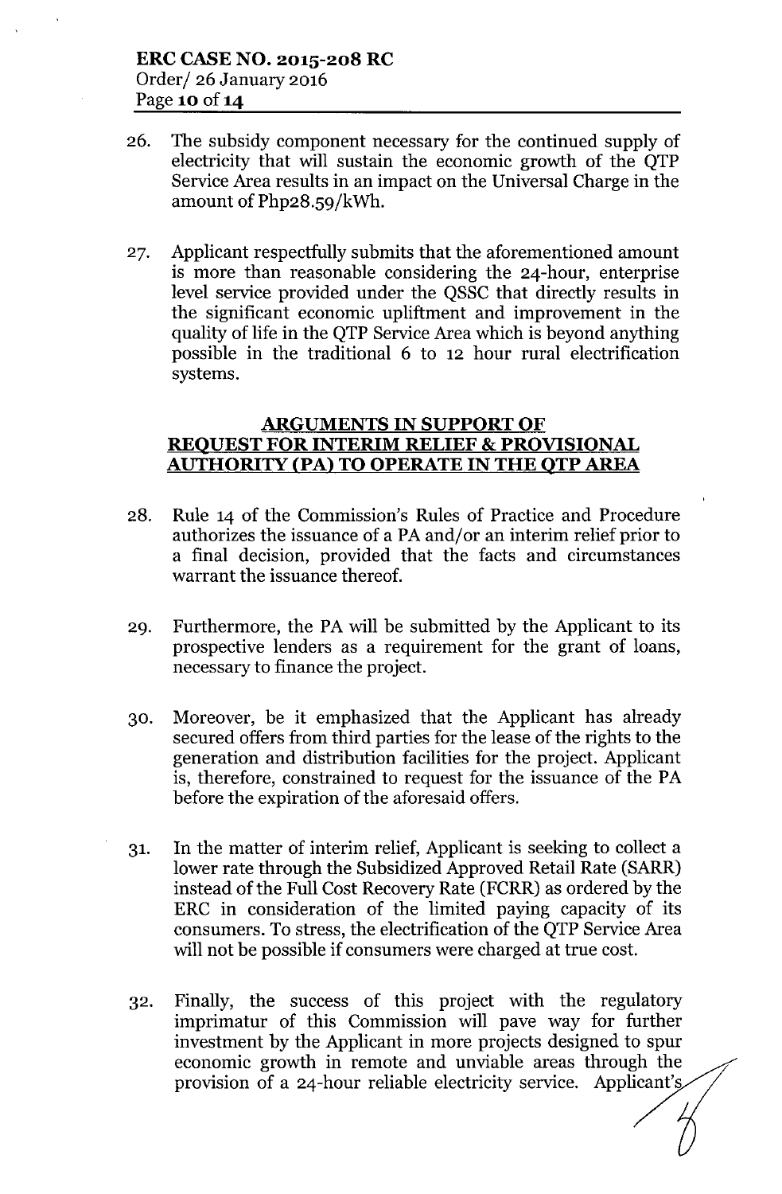26. The subsidy component necessary for the continued supply of electricity that will sustain the economic growth of the QTP Service Area results in an impact on the Universal Charge in the amount of Php28.59/kWh.

27. Applicant respectfully submits that the aforementioned amount is more than reasonable considering the 24-hour, enterprise level service provided under the QSSC that directly results in the significant economic upliftment and improvement in the quality of life in the QTP Service Area which is beyond anything possible in the traditional 6 to 12 hour rural electrification systems.

## ARGUMENTS IN SUPPORT OF REQUEST FOR INTERIM RELIEF & PROVISIONAL AUTHORITY (PA) TO OPERATE IN THE QTP AREA

28. Rule 14 of the Commission's Rules of Practice and Procedure authorizes the issuance of a PA and/or an interim relief prior to a final decision, provided that the facts and circumstances warrant the issuance thereof.

29. Furthermore, the PA will be submitted by the Applicant to its prospective lenders as a requirement for the grant of loans, necessary to finance the project.

30. Moreover, be it emphasized that the Applicant has already secured offers from third parties for the lease of the rights to the generation and distribution facilities for the project. Applicant is, therefore, constrained to request for the issuance of the PA before the expiration of the aforesaid offers.

31. In the matter of interim relief, Applicant is seeking to collect a lower rate through the Subsidized Approved Retail Rate (SARR) instead of the Full Cost Recovery Rate (FCRR) as ordered by the ERC in consideration of the limited paying capacity of its consumers. To stress, the electrification of the QTP Service Area will not be possible if consumers were charged at true cost.

32. Finally, the success of this project with the regulatory imprimatur of this Commission will pave way for further investment by the Applicant in more projects designed to spur economic growth in remote and unviable areas through the provision of a 24-hour reliable electricity service. Applicant's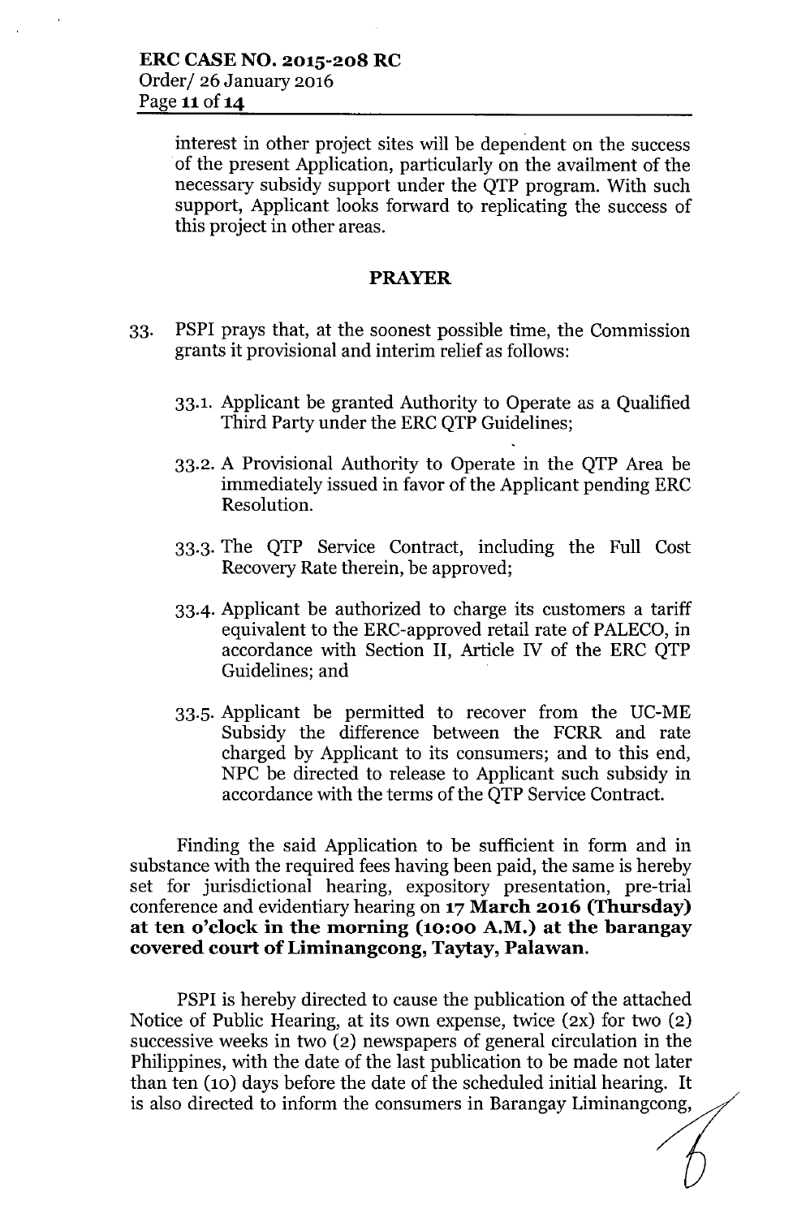interest in other project sites will be dependent on the success of the present Application, particularly on the availment of the necessary subsidy support under the QTP program. With such support, Applicant looks forward to replicating the success of this project in other areas.

## PRAYER

33. PSPI prays that, at the soonest possible time, the Commission grants it provisional and interim relief as follows:

    33.1. Applicant be granted Authority to Operate as a Qualified Third Party under the ERC QTP Guidelines;

    33.2. A Provisional Authority to Operate in the QTP Area be immediately issued in favor of the Applicant pending ERC Resolution.

    33.3. The QTP Service Contract, including the Full Cost Recovery Rate therein, be approved;

    33.4. Applicant be authorized to charge its customers a tariff equivalent to the ERC-approved retail rate of PALECO, in accordance with Section II, Article IV of the ERC QTP Guidelines; and

    33.5. Applicant be permitted to recover from the UC-ME Subsidy the difference between the FCRR and rate charged by Applicant to its consumers; and to this end, NPC be directed to release to Applicant such subsidy in accordance with the terms of the QTP Service Contract.

Finding the said Application to be sufficient in form and in substance with the required fees having been paid, the same is hereby set for jurisdictional hearing, expository presentation, pre-trial conference and evidentiary hearing on **17 March 2016 (Thursday) at ten o'clock in the morning (10:00 A.M.) at the barangay covered court of Liminangcong, Taytay, Palawan.**

PSPI is hereby directed to cause the publication of the attached Notice of Public Hearing, at its own expense, twice (2x) for two (2) successive weeks in two (2) newspapers of general circulation in the Philippines, with the date of the last publication to be made not later than ten (10) days before the date of the scheduled initial hearing. It is also directed to inform the consumers in Barangay Liminangcong,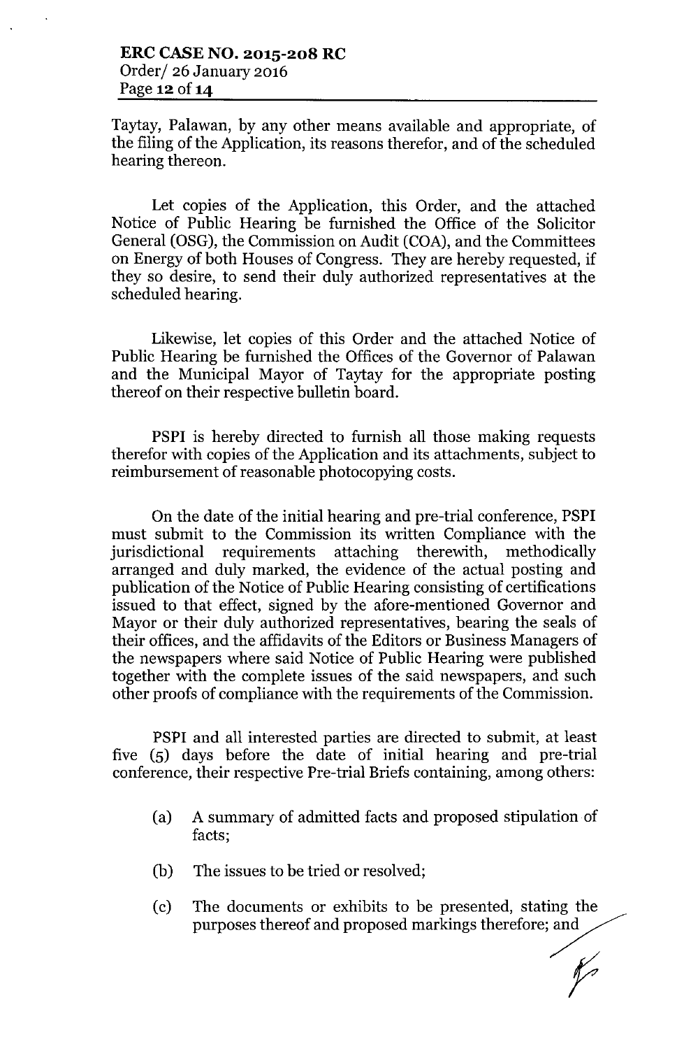Taytay, Palawan, by any other means available and appropriate, of the filing of the Application, its reasons therefor, and of the scheduled hearing thereon.

Let copies of the Application, this Order, and the attached Notice of Public Hearing be furnished the Office of the Solicitor General (OSG), the Commission on Audit (COA), and the Committees on Energy of both Houses of Congress. They are hereby requested, if they so desire, to send their duly authorized representatives at the scheduled hearing.

Likewise, let copies of this Order and the attached Notice of Public Hearing be furnished the Offices of the Governor of Palawan and the Municipal Mayor of Taytay for the appropriate posting thereof on their respective bulletin board.

PSPI is hereby directed to furnish all those making requests therefor with copies of the Application and its attachments, subject to reimbursement of reasonable photocopying costs.

On the date of the initial hearing and pre-trial conference, PSPI must submit to the Commission its written Compliance with the jurisdictional requirements attaching therewith, methodically arranged and duly marked, the evidence of the actual posting and publication of the Notice of Public Hearing consisting of certifications issued to that effect, signed by the afore-mentioned Governor and Mayor or their duly authorized representatives, bearing the seals of their offices, and the affidavits of the Editors or Business Managers of the newspapers where said Notice of Public Hearing were published together with the complete issues of the said newspapers, and such other proofs of compliance with the requirements of the Commission.

PSPI and all interested parties are directed to submit, at least five (5) days before the date of initial hearing and pre-trial conference, their respective Pre-trial Briefs containing, among others:

(a) A summary of admitted facts and proposed stipulation of facts;

(b) The issues to be tried or resolved;

(c) The documents or exhibits to be presented, stating the purposes thereof and proposed markings therefore; and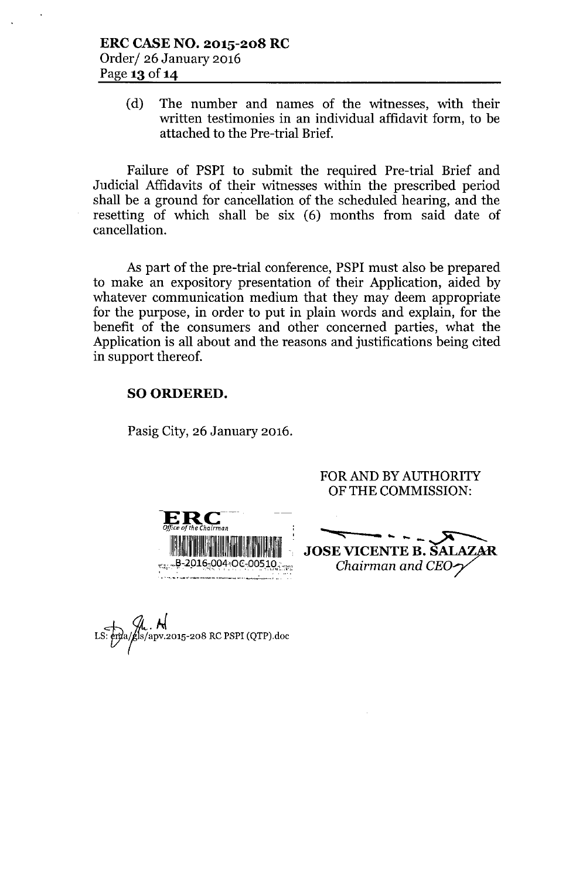(d) The number and names of the witnesses, with their written testimonies in an individual affidavit form, to be attached to the Pre-trial Brief.

Failure of PSPI to submit the required Pre-trial Brief and Judicial Affidavits of their witnesses within the prescribed period shall be a ground for cancellation of the scheduled hearing, and the resetting of which shall be six (6) months from said date of cancellation.

As part of the pre-trial conference, PSPI must also be prepared to make an expository presentation of their Application, aided by whatever communication medium that they may deem appropriate for the purpose, in order to put in plain words and explain, for the benefit of the consumers and other concerned parties, what the Application is all about and the reasons and justifications being cited in support thereof.

**SO ORDERED.**

Pasig City, 26 January 2016.

FOR AND BY AUTHORITY OF THE COMMISSION:

ERC
*Office of the Chairman*
B-2016-004-OC-00510

**JOSE VICENTE B. SALAZAR**
*Chairman and CEO*

LS: erna/gls/apv.2015-208 RC PSPI (QTP).doc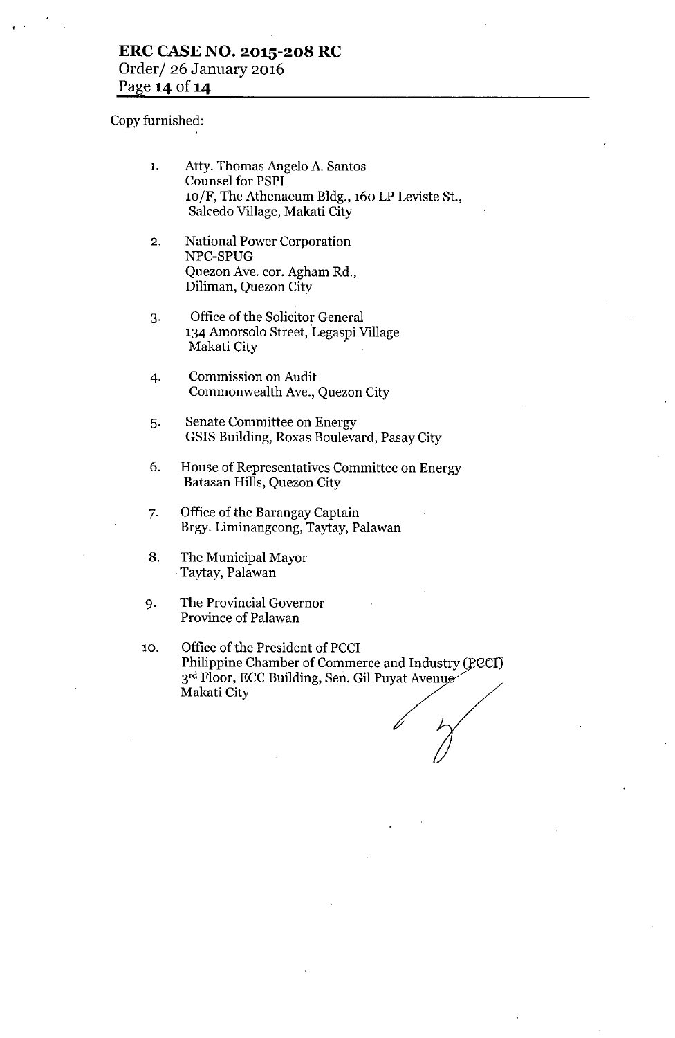Copy furnished:

1. Atty. Thomas Angelo A. Santos
   Counsel for PSPI
   10/F, The Athenaeum Bldg., 160 LP Leviste St.,
   Salcedo Village, Makati City

2. National Power Corporation
   NPC-SPUG
   Quezon Ave. cor. Agham Rd.,
   Diliman, Quezon City

3. Office of the Solicitor General
   134 Amorsolo Street, Legaspi Village
   Makati City

4. Commission on Audit
   Commonwealth Ave., Quezon City

5. Senate Committee on Energy
   GSIS Building, Roxas Boulevard, Pasay City

6. House of Representatives Committee on Energy
   Batasan Hills, Quezon City

7. Office of the Barangay Captain
   Brgy. Liminangcong, Taytay, Palawan

8. The Municipal Mayor
   Taytay, Palawan

9. The Provincial Governor
   Province of Palawan

10. Office of the President of PCCI
    Philippine Chamber of Commerce and Industry (PCCI)
    3rd Floor, ECC Building, Sen. Gil Puyat Avenue
    Makati City